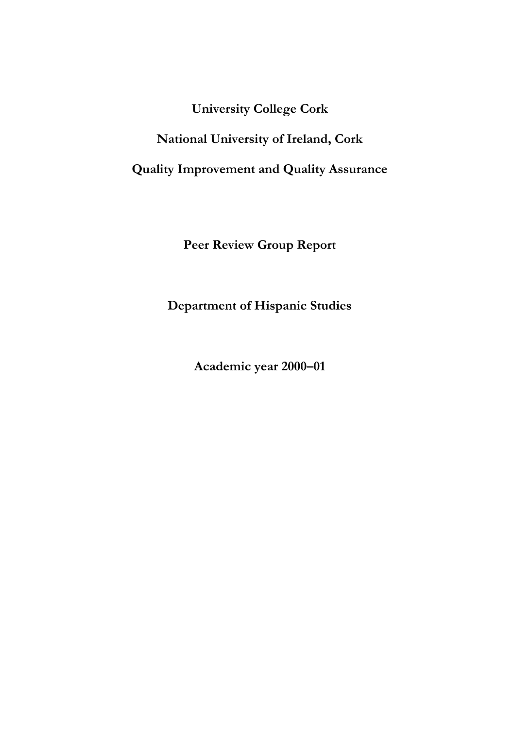**University College Cork**

**National University of Ireland, Cork**

**Quality Improvement and Quality Assurance**

**Peer Review Group Report**

**Department of Hispanic Studies**

**Academic year 2000–01**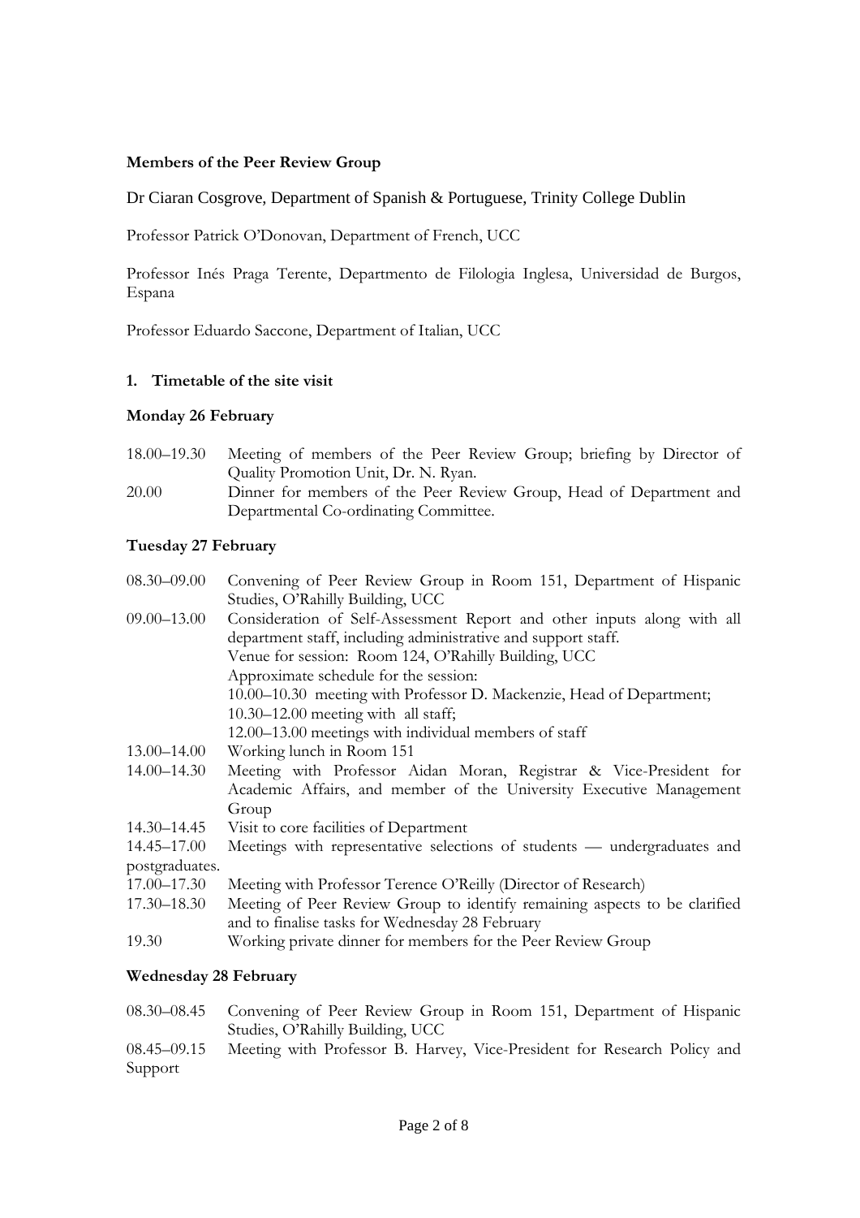**Members of the Peer Review Group**

Dr Ciaran Cosgrove, Department of Spanish & Portuguese, Trinity College Dublin

Professor Patrick O'Donovan, Department of French, UCC

Professor Inés Praga Terente, Departmento de Filologia Inglesa, Universidad de Burgos, Espana

Professor Eduardo Saccone, Department of Italian, UCC

**1. Timetable of the site visit**

**Monday 26 February**

| | |
|---|---|
| 18.00–19.30 | Meeting of members of the Peer Review Group; briefing by Director of Quality Promotion Unit, Dr. N. Ryan. |
| 20.00 | Dinner for members of the Peer Review Group, Head of Department and Departmental Co-ordinating Committee. |

**Tuesday 27 February**

| | |
|---|---|
| 08.30–09.00 | Convening of Peer Review Group in Room 151, Department of Hispanic Studies, O'Rahilly Building, UCC |
| 09.00–13.00 | Consideration of Self-Assessment Report and other inputs along with all department staff, including administrative and support staff.<br>Venue for session: Room 124, O'Rahilly Building, UCC<br>Approximate schedule for the session:<br>10.00–10.30 meeting with Professor D. Mackenzie, Head of Department;<br>10.30–12.00 meeting with all staff;<br>12.00–13.00 meetings with individual members of staff |
| 13.00–14.00 | Working lunch in Room 151 |
| 14.00–14.30 | Meeting with Professor Aidan Moran, Registrar & Vice-President for Academic Affairs, and member of the University Executive Management Group |
| 14.30–14.45 | Visit to core facilities of Department |
| 14.45–17.00 | Meetings with representative selections of students — undergraduates and postgraduates. |
| 17.00–17.30 | Meeting with Professor Terence O'Reilly (Director of Research) |
| 17.30–18.30 | Meeting of Peer Review Group to identify remaining aspects to be clarified and to finalise tasks for Wednesday 28 February |
| 19.30 | Working private dinner for members for the Peer Review Group |

**Wednesday 28 February**

| | |
|---|---|
| 08.30–08.45 | Convening of Peer Review Group in Room 151, Department of Hispanic Studies, O'Rahilly Building, UCC |
| 08.45–09.15 | Meeting with Professor B. Harvey, Vice-President for Research Policy and Support |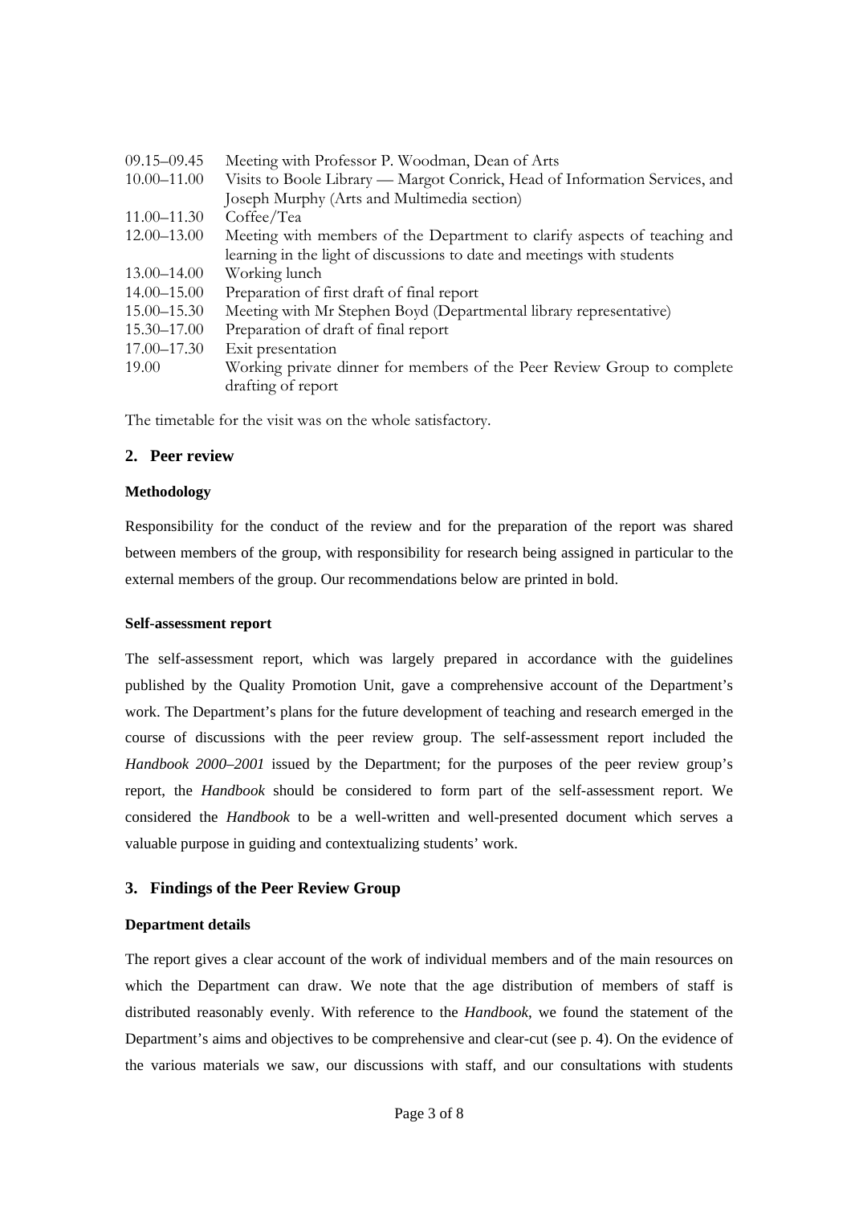| | |
|---|---|
| 09.15–09.45 | Meeting with Professor P. Woodman, Dean of Arts |
| 10.00–11.00 | Visits to Boole Library — Margot Conrick, Head of Information Services, and Joseph Murphy (Arts and Multimedia section) |
| 11.00–11.30 | Coffee/Tea |
| 12.00–13.00 | Meeting with members of the Department to clarify aspects of teaching and learning in the light of discussions to date and meetings with students |
| 13.00–14.00 | Working lunch |
| 14.00–15.00 | Preparation of first draft of final report |
| 15.00–15.30 | Meeting with Mr Stephen Boyd (Departmental library representative) |
| 15.30–17.00 | Preparation of draft of final report |
| 17.00–17.30 | Exit presentation |
| 19.00 | Working private dinner for members of the Peer Review Group to complete drafting of report |

The timetable for the visit was on the whole satisfactory.

## 2. Peer review

**Methodology**

Responsibility for the conduct of the review and for the preparation of the report was shared between members of the group, with responsibility for research being assigned in particular to the external members of the group. Our recommendations below are printed in bold.

**Self-assessment report**

The self-assessment report, which was largely prepared in accordance with the guidelines published by the Quality Promotion Unit, gave a comprehensive account of the Department's work. The Department's plans for the future development of teaching and research emerged in the course of discussions with the peer review group. The self-assessment report included the *Handbook 2000–2001* issued by the Department; for the purposes of the peer review group's report, the *Handbook* should be considered to form part of the self-assessment report. We considered the *Handbook* to be a well-written and well-presented document which serves a valuable purpose in guiding and contextualizing students' work.

## 3. Findings of the Peer Review Group

**Department details**

The report gives a clear account of the work of individual members and of the main resources on which the Department can draw. We note that the age distribution of members of staff is distributed reasonably evenly. With reference to the *Handbook*, we found the statement of the Department's aims and objectives to be comprehensive and clear-cut (see p. 4). On the evidence of the various materials we saw, our discussions with staff, and our consultations with students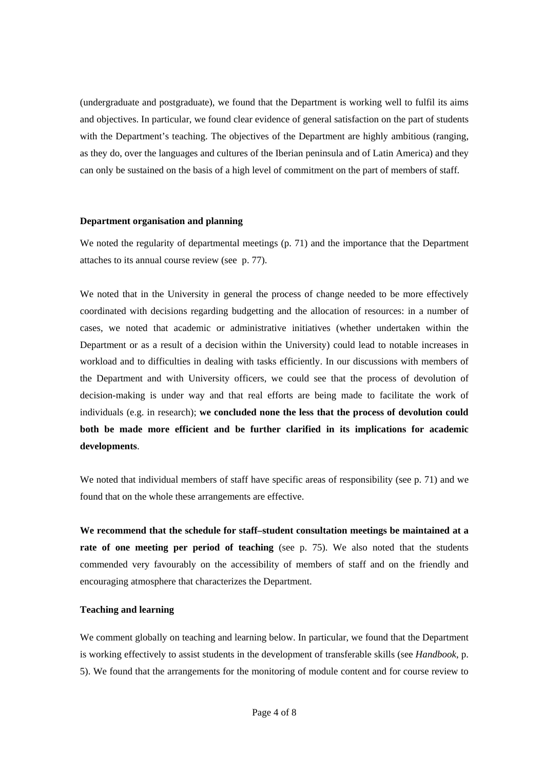(undergraduate and postgraduate), we found that the Department is working well to fulfil its aims and objectives. In particular, we found clear evidence of general satisfaction on the part of students with the Department's teaching. The objectives of the Department are highly ambitious (ranging, as they do, over the languages and cultures of the Iberian peninsula and of Latin America) and they can only be sustained on the basis of a high level of commitment on the part of members of staff.

**Department organisation and planning**

We noted the regularity of departmental meetings (p. 71) and the importance that the Department attaches to its annual course review (see p. 77).

We noted that in the University in general the process of change needed to be more effectively coordinated with decisions regarding budgetting and the allocation of resources: in a number of cases, we noted that academic or administrative initiatives (whether undertaken within the Department or as a result of a decision within the University) could lead to notable increases in workload and to difficulties in dealing with tasks efficiently. In our discussions with members of the Department and with University officers, we could see that the process of devolution of decision-making is under way and that real efforts are being made to facilitate the work of individuals (e.g. in research); **we concluded none the less that the process of devolution could both be made more efficient and be further clarified in its implications for academic developments**.

We noted that individual members of staff have specific areas of responsibility (see p. 71) and we found that on the whole these arrangements are effective.

**We recommend that the schedule for staff–student consultation meetings be maintained at a rate of one meeting per period of teaching** (see p. 75). We also noted that the students commended very favourably on the accessibility of members of staff and on the friendly and encouraging atmosphere that characterizes the Department.

**Teaching and learning**

We comment globally on teaching and learning below. In particular, we found that the Department is working effectively to assist students in the development of transferable skills (see *Handbook*, p. 5). We found that the arrangements for the monitoring of module content and for course review to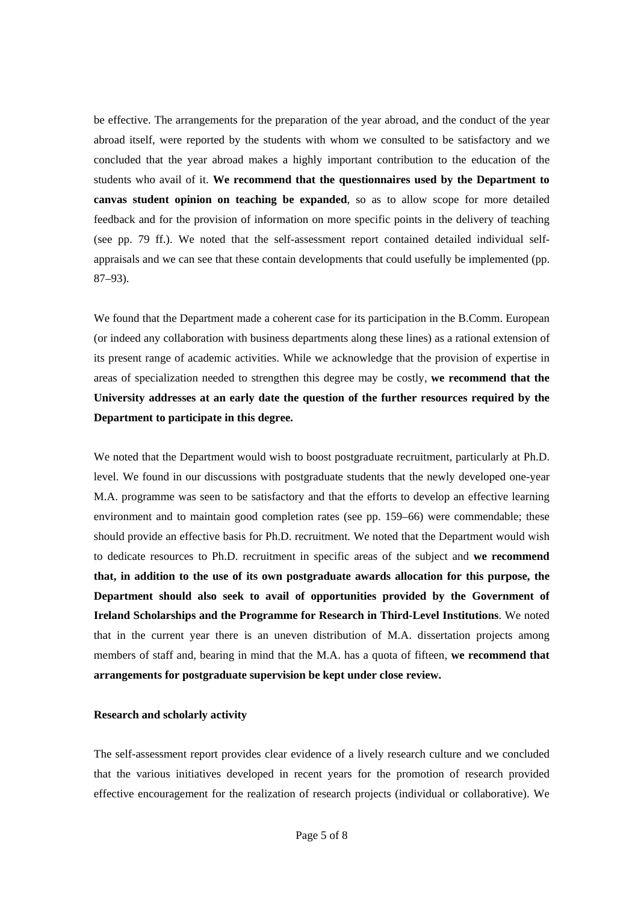be effective. The arrangements for the preparation of the year abroad, and the conduct of the year abroad itself, were reported by the students with whom we consulted to be satisfactory and we concluded that the year abroad makes a highly important contribution to the education of the students who avail of it. **We recommend that the questionnaires used by the Department to canvas student opinion on teaching be expanded**, so as to allow scope for more detailed feedback and for the provision of information on more specific points in the delivery of teaching (see pp. 79 ff.). We noted that the self-assessment report contained detailed individual self-appraisals and we can see that these contain developments that could usefully be implemented (pp. 87–93).

We found that the Department made a coherent case for its participation in the B.Comm. European (or indeed any collaboration with business departments along these lines) as a rational extension of its present range of academic activities. While we acknowledge that the provision of expertise in areas of specialization needed to strengthen this degree may be costly, **we recommend that the University addresses at an early date the question of the further resources required by the Department to participate in this degree.**

We noted that the Department would wish to boost postgraduate recruitment, particularly at Ph.D. level. We found in our discussions with postgraduate students that the newly developed one-year M.A. programme was seen to be satisfactory and that the efforts to develop an effective learning environment and to maintain good completion rates (see pp. 159–66) were commendable; these should provide an effective basis for Ph.D. recruitment. We noted that the Department would wish to dedicate resources to Ph.D. recruitment in specific areas of the subject and **we recommend that, in addition to the use of its own postgraduate awards allocation for this purpose, the Department should also seek to avail of opportunities provided by the Government of Ireland Scholarships and the Programme for Research in Third-Level Institutions**. We noted that in the current year there is an uneven distribution of M.A. dissertation projects among members of staff and, bearing in mind that the M.A. has a quota of fifteen, **we recommend that arrangements for postgraduate supervision be kept under close review.**

**Research and scholarly activity**

The self-assessment report provides clear evidence of a lively research culture and we concluded that the various initiatives developed in recent years for the promotion of research provided effective encouragement for the realization of research projects (individual or collaborative). We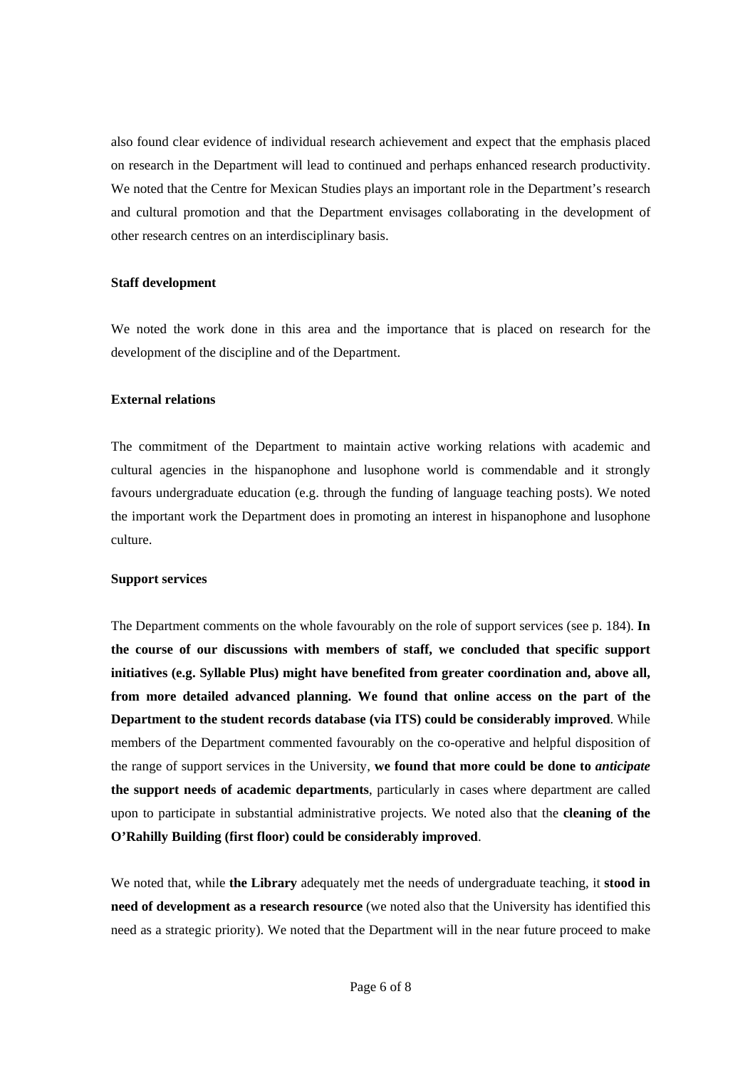also found clear evidence of individual research achievement and expect that the emphasis placed on research in the Department will lead to continued and perhaps enhanced research productivity. We noted that the Centre for Mexican Studies plays an important role in the Department's research and cultural promotion and that the Department envisages collaborating in the development of other research centres on an interdisciplinary basis.

**Staff development**

We noted the work done in this area and the importance that is placed on research for the development of the discipline and of the Department.

**External relations**

The commitment of the Department to maintain active working relations with academic and cultural agencies in the hispanophone and lusophone world is commendable and it strongly favours undergraduate education (e.g. through the funding of language teaching posts). We noted the important work the Department does in promoting an interest in hispanophone and lusophone culture.

**Support services**

The Department comments on the whole favourably on the role of support services (see p. 184). **In the course of our discussions with members of staff, we concluded that specific support initiatives (e.g. Syllable Plus) might have benefited from greater coordination and, above all, from more detailed advanced planning. We found that online access on the part of the Department to the student records database (via ITS) could be considerably improved**. While members of the Department commented favourably on the co-operative and helpful disposition of the range of support services in the University, **we found that more could be done to *anticipate* the support needs of academic departments**, particularly in cases where department are called upon to participate in substantial administrative projects. We noted also that the **cleaning of the O'Rahilly Building (first floor) could be considerably improved**.

We noted that, while **the Library** adequately met the needs of undergraduate teaching, it **stood in need of development as a research resource** (we noted also that the University has identified this need as a strategic priority). We noted that the Department will in the near future proceed to make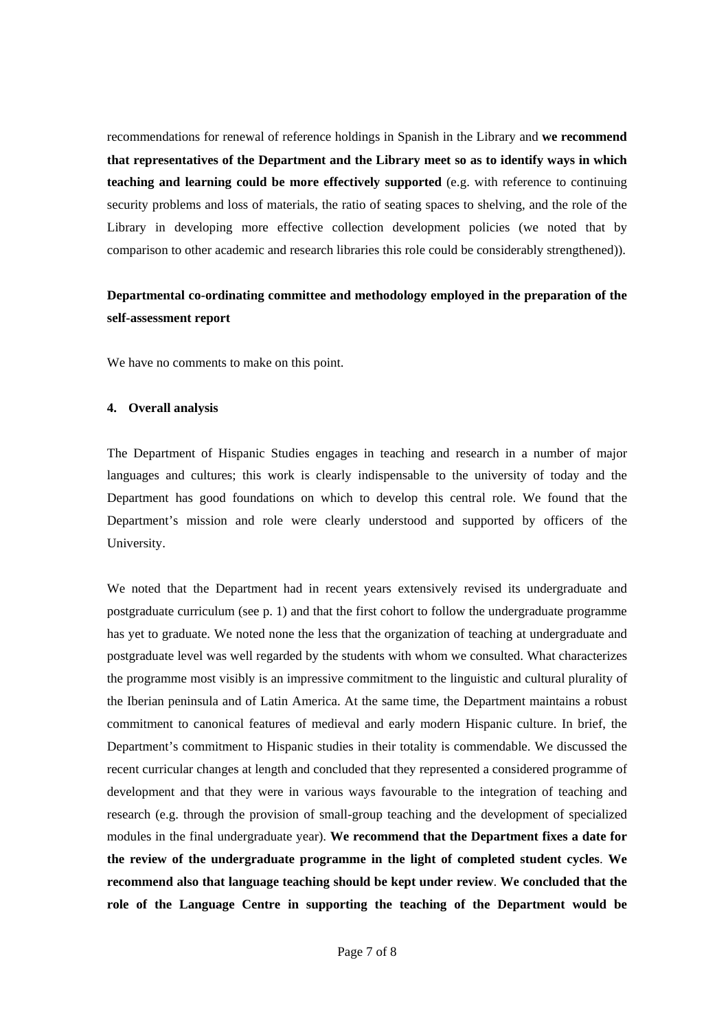recommendations for renewal of reference holdings in Spanish in the Library and **we recommend that representatives of the Department and the Library meet so as to identify ways in which teaching and learning could be more effectively supported** (e.g. with reference to continuing security problems and loss of materials, the ratio of seating spaces to shelving, and the role of the Library in developing more effective collection development policies (we noted that by comparison to other academic and research libraries this role could be considerably strengthened)).

**Departmental co-ordinating committee and methodology employed in the preparation of the self-assessment report**

We have no comments to make on this point.

#### 4. Overall analysis

The Department of Hispanic Studies engages in teaching and research in a number of major languages and cultures; this work is clearly indispensable to the university of today and the Department has good foundations on which to develop this central role. We found that the Department's mission and role were clearly understood and supported by officers of the University.

We noted that the Department had in recent years extensively revised its undergraduate and postgraduate curriculum (see p. 1) and that the first cohort to follow the undergraduate programme has yet to graduate. We noted none the less that the organization of teaching at undergraduate and postgraduate level was well regarded by the students with whom we consulted. What characterizes the programme most visibly is an impressive commitment to the linguistic and cultural plurality of the Iberian peninsula and of Latin America. At the same time, the Department maintains a robust commitment to canonical features of medieval and early modern Hispanic culture. In brief, the Department's commitment to Hispanic studies in their totality is commendable. We discussed the recent curricular changes at length and concluded that they represented a considered programme of development and that they were in various ways favourable to the integration of teaching and research (e.g. through the provision of small-group teaching and the development of specialized modules in the final undergraduate year). **We recommend that the Department fixes a date for the review of the undergraduate programme in the light of completed student cycles**. **We recommend also that language teaching should be kept under review**. **We concluded that the role of the Language Centre in supporting the teaching of the Department would be**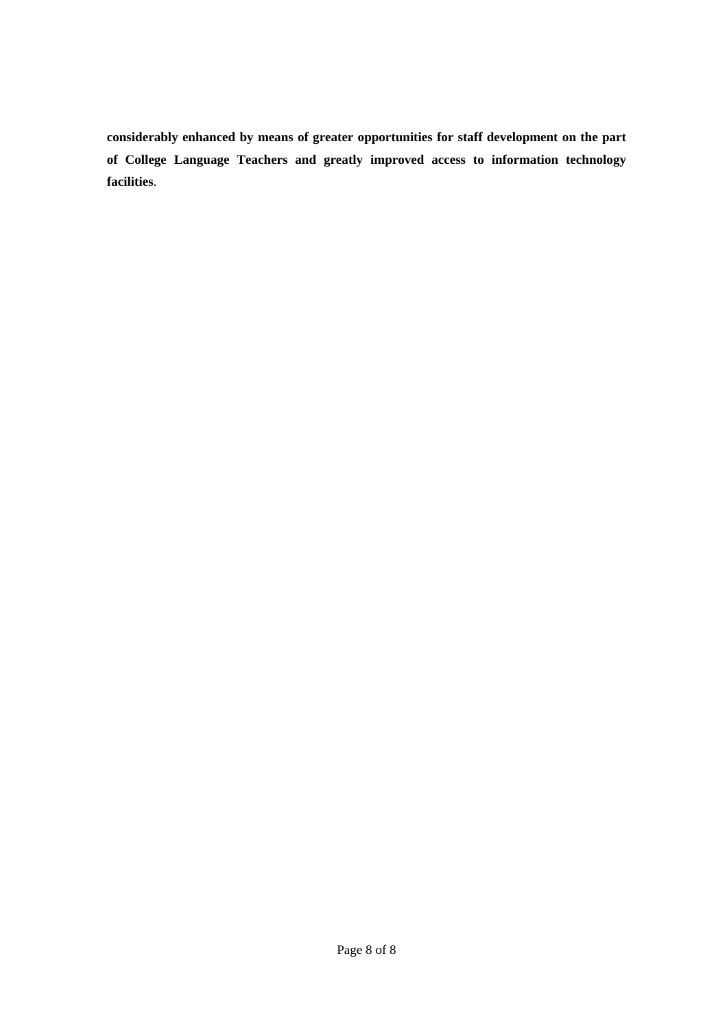**considerably enhanced by means of greater opportunities for staff development on the part of College Language Teachers and greatly improved access to information technology facilities**.